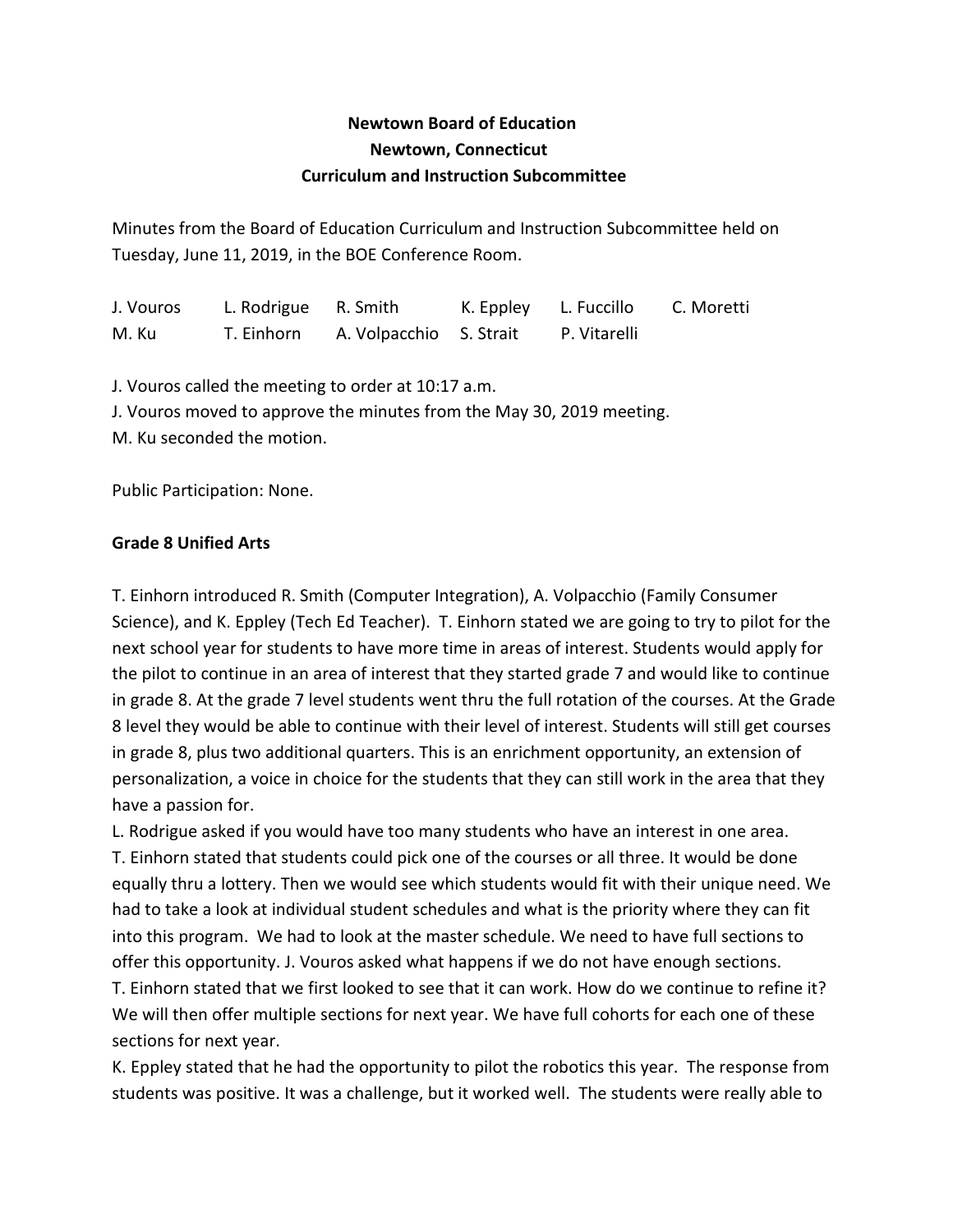**Newtown Board of Education**
**Newtown, Connecticut**
**Curriculum and Instruction Subcommittee**

Minutes from the Board of Education Curriculum and Instruction Subcommittee held on Tuesday, June 11, 2019, in the BOE Conference Room.

| J. Vouros | L. Rodrigue | R. Smith | K. Eppley | L. Fuccillo | C. Moretti |
|---|---|---|---|---|---|
| M. Ku | T. Einhorn | A. Volpacchio | S. Strait | P. Vitarelli | |

J. Vouros called the meeting to order at 10:17 a.m.
J. Vouros moved to approve the minutes from the May 30, 2019 meeting.
M. Ku seconded the motion.

Public Participation: None.

**Grade 8 Unified Arts**

T. Einhorn introduced R. Smith (Computer Integration), A. Volpacchio (Family Consumer Science), and K. Eppley (Tech Ed Teacher). T. Einhorn stated we are going to try to pilot for the next school year for students to have more time in areas of interest. Students would apply for the pilot to continue in an area of interest that they started grade 7 and would like to continue in grade 8. At the grade 7 level students went thru the full rotation of the courses. At the Grade 8 level they would be able to continue with their level of interest. Students will still get courses in grade 8, plus two additional quarters. This is an enrichment opportunity, an extension of personalization, a voice in choice for the students that they can still work in the area that they have a passion for.

L. Rodrigue asked if you would have too many students who have an interest in one area.

T. Einhorn stated that students could pick one of the courses or all three. It would be done equally thru a lottery. Then we would see which students would fit with their unique need. We had to take a look at individual student schedules and what is the priority where they can fit into this program. We had to look at the master schedule. We need to have full sections to offer this opportunity. J. Vouros asked what happens if we do not have enough sections.

T. Einhorn stated that we first looked to see that it can work. How do we continue to refine it? We will then offer multiple sections for next year. We have full cohorts for each one of these sections for next year.

K. Eppley stated that he had the opportunity to pilot the robotics this year. The response from students was positive. It was a challenge, but it worked well. The students were really able to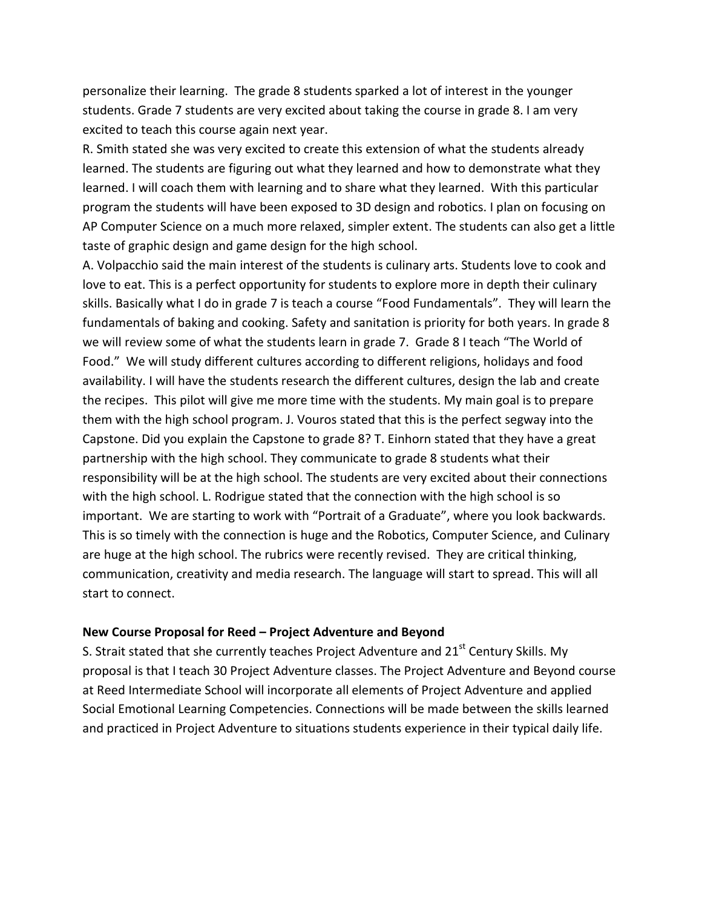personalize their learning. The grade 8 students sparked a lot of interest in the younger students. Grade 7 students are very excited about taking the course in grade 8. I am very excited to teach this course again next year.

R. Smith stated she was very excited to create this extension of what the students already learned. The students are figuring out what they learned and how to demonstrate what they learned. I will coach them with learning and to share what they learned. With this particular program the students will have been exposed to 3D design and robotics. I plan on focusing on AP Computer Science on a much more relaxed, simpler extent. The students can also get a little taste of graphic design and game design for the high school.

A. Volpacchio said the main interest of the students is culinary arts. Students love to cook and love to eat. This is a perfect opportunity for students to explore more in depth their culinary skills. Basically what I do in grade 7 is teach a course "Food Fundamentals". They will learn the fundamentals of baking and cooking. Safety and sanitation is priority for both years. In grade 8 we will review some of what the students learn in grade 7. Grade 8 I teach "The World of Food." We will study different cultures according to different religions, holidays and food availability. I will have the students research the different cultures, design the lab and create the recipes. This pilot will give me more time with the students. My main goal is to prepare them with the high school program. J. Vouros stated that this is the perfect segway into the Capstone. Did you explain the Capstone to grade 8? T. Einhorn stated that they have a great partnership with the high school. They communicate to grade 8 students what their responsibility will be at the high school. The students are very excited about their connections with the high school. L. Rodrigue stated that the connection with the high school is so important. We are starting to work with "Portrait of a Graduate", where you look backwards. This is so timely with the connection is huge and the Robotics, Computer Science, and Culinary are huge at the high school. The rubrics were recently revised. They are critical thinking, communication, creativity and media research. The language will start to spread. This will all start to connect.

**New Course Proposal for Reed – Project Adventure and Beyond**

S. Strait stated that she currently teaches Project Adventure and 21st Century Skills. My proposal is that I teach 30 Project Adventure classes. The Project Adventure and Beyond course at Reed Intermediate School will incorporate all elements of Project Adventure and applied Social Emotional Learning Competencies. Connections will be made between the skills learned and practiced in Project Adventure to situations students experience in their typical daily life.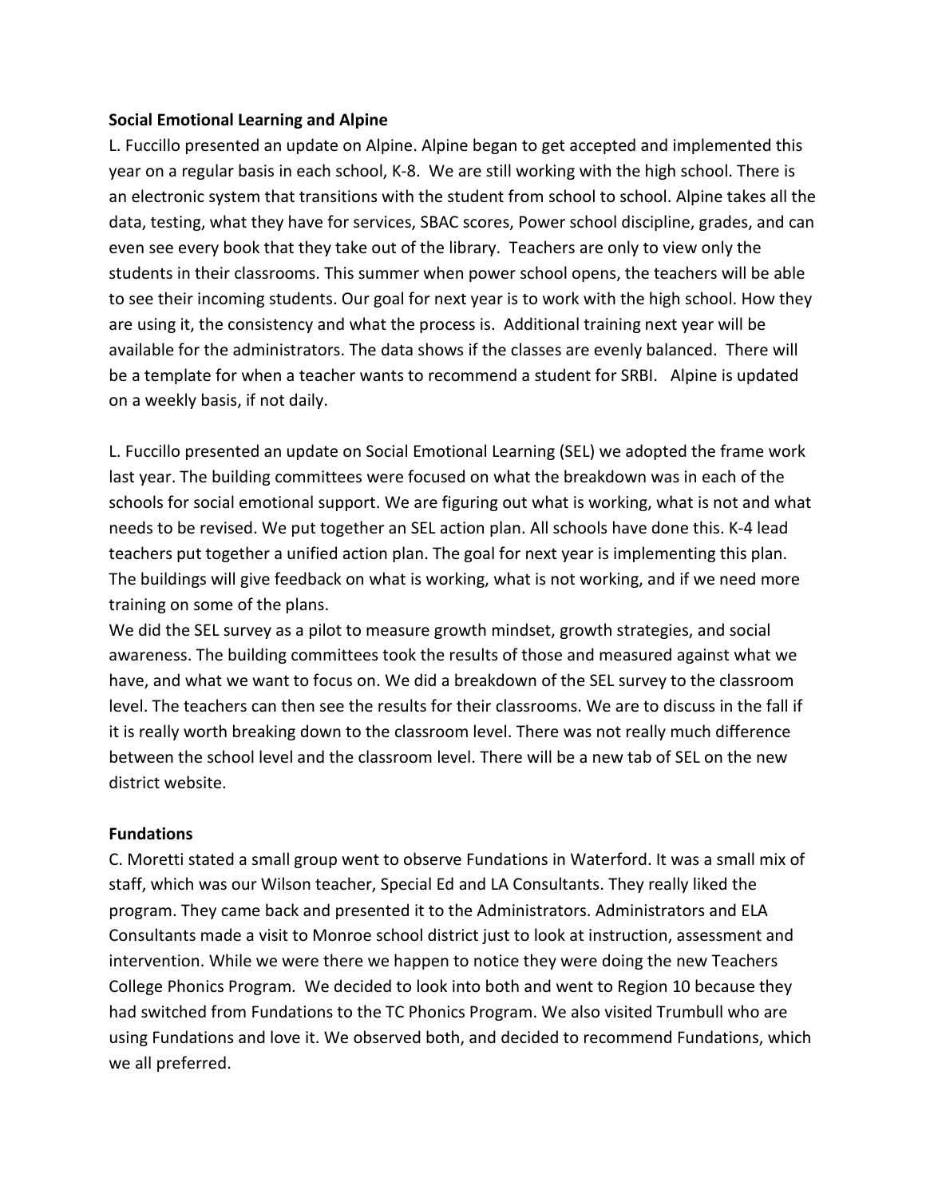**Social Emotional Learning and Alpine**

L. Fuccillo presented an update on Alpine. Alpine began to get accepted and implemented this year on a regular basis in each school, K-8. We are still working with the high school. There is an electronic system that transitions with the student from school to school. Alpine takes all the data, testing, what they have for services, SBAC scores, Power school discipline, grades, and can even see every book that they take out of the library. Teachers are only to view only the students in their classrooms. This summer when power school opens, the teachers will be able to see their incoming students. Our goal for next year is to work with the high school. How they are using it, the consistency and what the process is. Additional training next year will be available for the administrators. The data shows if the classes are evenly balanced. There will be a template for when a teacher wants to recommend a student for SRBI. Alpine is updated on a weekly basis, if not daily.

L. Fuccillo presented an update on Social Emotional Learning (SEL) we adopted the frame work last year. The building committees were focused on what the breakdown was in each of the schools for social emotional support. We are figuring out what is working, what is not and what needs to be revised. We put together an SEL action plan. All schools have done this. K-4 lead teachers put together a unified action plan. The goal for next year is implementing this plan. The buildings will give feedback on what is working, what is not working, and if we need more training on some of the plans.

We did the SEL survey as a pilot to measure growth mindset, growth strategies, and social awareness. The building committees took the results of those and measured against what we have, and what we want to focus on. We did a breakdown of the SEL survey to the classroom level. The teachers can then see the results for their classrooms. We are to discuss in the fall if it is really worth breaking down to the classroom level. There was not really much difference between the school level and the classroom level. There will be a new tab of SEL on the new district website.

**Fundations**

C. Moretti stated a small group went to observe Fundations in Waterford. It was a small mix of staff, which was our Wilson teacher, Special Ed and LA Consultants. They really liked the program. They came back and presented it to the Administrators. Administrators and ELA Consultants made a visit to Monroe school district just to look at instruction, assessment and intervention. While we were there we happen to notice they were doing the new Teachers College Phonics Program. We decided to look into both and went to Region 10 because they had switched from Fundations to the TC Phonics Program. We also visited Trumbull who are using Fundations and love it. We observed both, and decided to recommend Fundations, which we all preferred.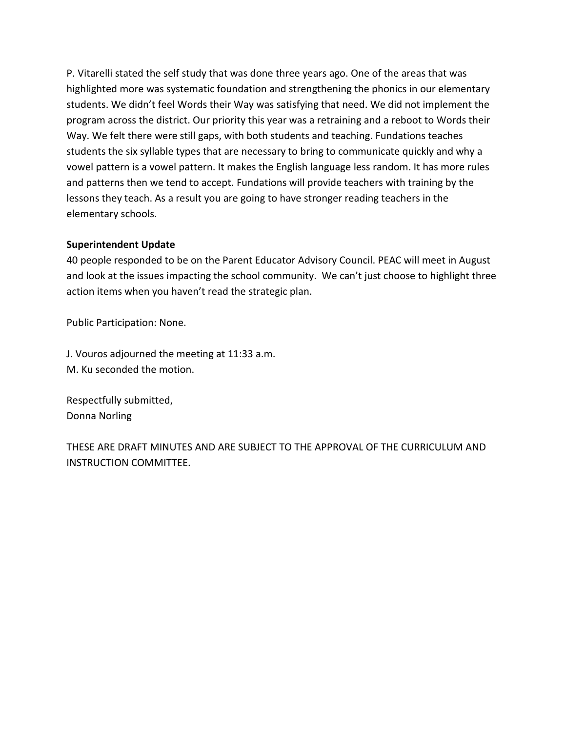P. Vitarelli stated the self study that was done three years ago. One of the areas that was highlighted more was systematic foundation and strengthening the phonics in our elementary students. We didn't feel Words their Way was satisfying that need. We did not implement the program across the district. Our priority this year was a retraining and a reboot to Words their Way. We felt there were still gaps, with both students and teaching. Fundations teaches students the six syllable types that are necessary to bring to communicate quickly and why a vowel pattern is a vowel pattern. It makes the English language less random. It has more rules and patterns then we tend to accept. Fundations will provide teachers with training by the lessons they teach. As a result you are going to have stronger reading teachers in the elementary schools.

**Superintendent Update**

40 people responded to be on the Parent Educator Advisory Council. PEAC will meet in August and look at the issues impacting the school community. We can't just choose to highlight three action items when you haven't read the strategic plan.

Public Participation: None.

J. Vouros adjourned the meeting at 11:33 a.m.
M. Ku seconded the motion.

Respectfully submitted,
Donna Norling

THESE ARE DRAFT MINUTES AND ARE SUBJECT TO THE APPROVAL OF THE CURRICULUM AND INSTRUCTION COMMITTEE.